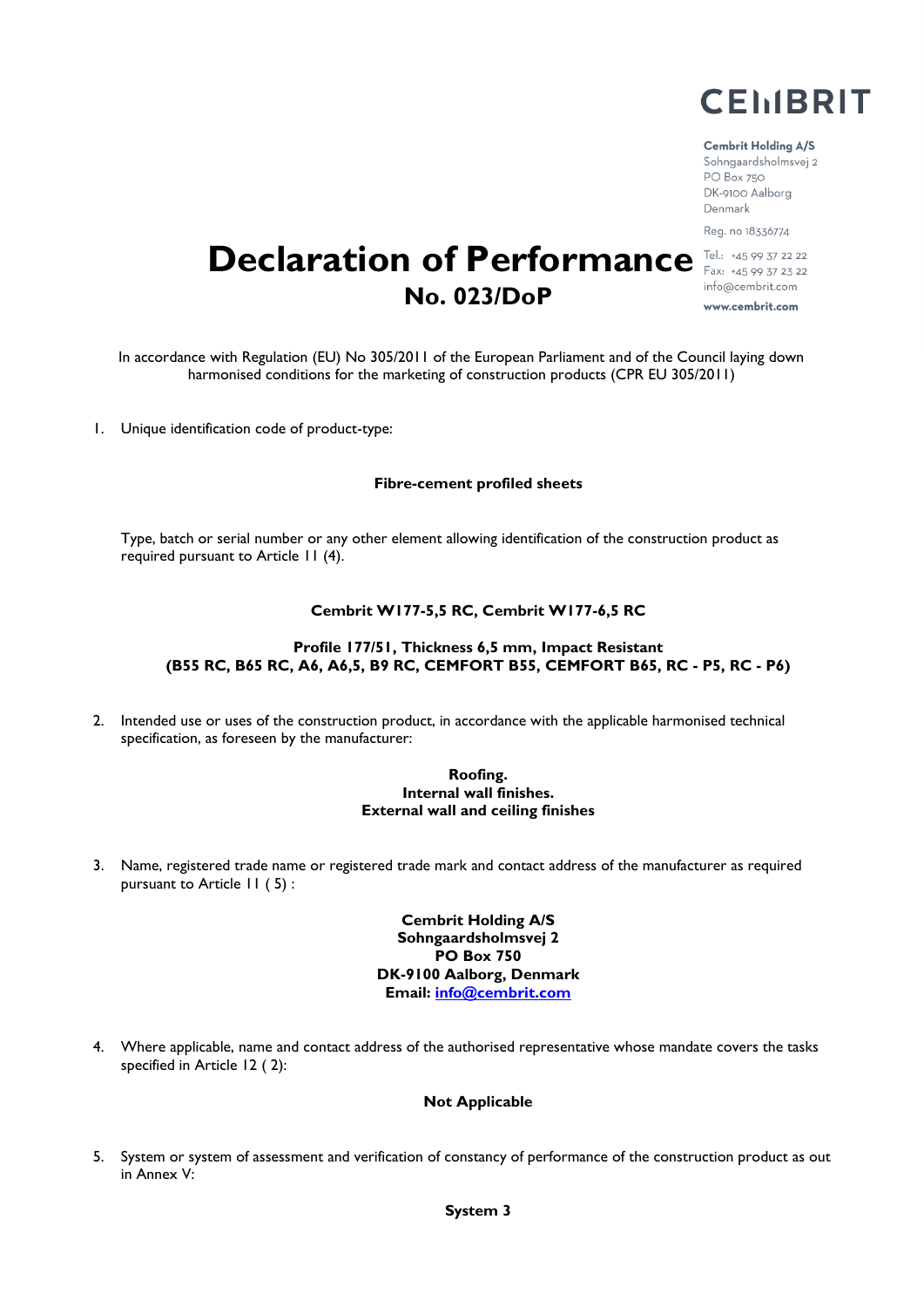CEMBRIT

**Cembrit Holding A/S**
Sohngaardsholmsvej 2
PO Box 750
DK-9100 Aalborg
Denmark

Reg. no 18336774

Tel.: +45 99 37 22 22
Fax: +45 99 37 23 22
info@cembrit.com

**www.cembrit.com**

# Declaration of Performance
## No. 023/DoP

In accordance with Regulation (EU) No 305/2011 of the European Parliament and of the Council laying down harmonised conditions for the marketing of construction products (CPR EU 305/2011)

1. Unique identification code of product-type:

**Fibre-cement profiled sheets**

Type, batch or serial number or any other element allowing identification of the construction product as required pursuant to Article 11 (4).

**Cembrit W177-5,5 RC, Cembrit W177-6,5 RC**

**Profile 177/51, Thickness 6,5 mm, Impact Resistant**
**(B55 RC, B65 RC, A6, A6,5, B9 RC, CEMFORT B55, CEMFORT B65, RC - P5, RC - P6)**

2. Intended use or uses of the construction product, in accordance with the applicable harmonised technical specification, as foreseen by the manufacturer:

**Roofing.**
**Internal wall finishes.**
**External wall and ceiling finishes**

3. Name, registered trade name or registered trade mark and contact address of the manufacturer as required pursuant to Article 11 ( 5) :

**Cembrit Holding A/S**
**Sohngaardsholmsvej 2**
**PO Box 750**
**DK-9100 Aalborg, Denmark**
**Email: info@cembrit.com**

4. Where applicable, name and contact address of the authorised representative whose mandate covers the tasks specified in Article 12 ( 2):

**Not Applicable**

5. System or system of assessment and verification of constancy of performance of the construction product as out in Annex V:

**System 3**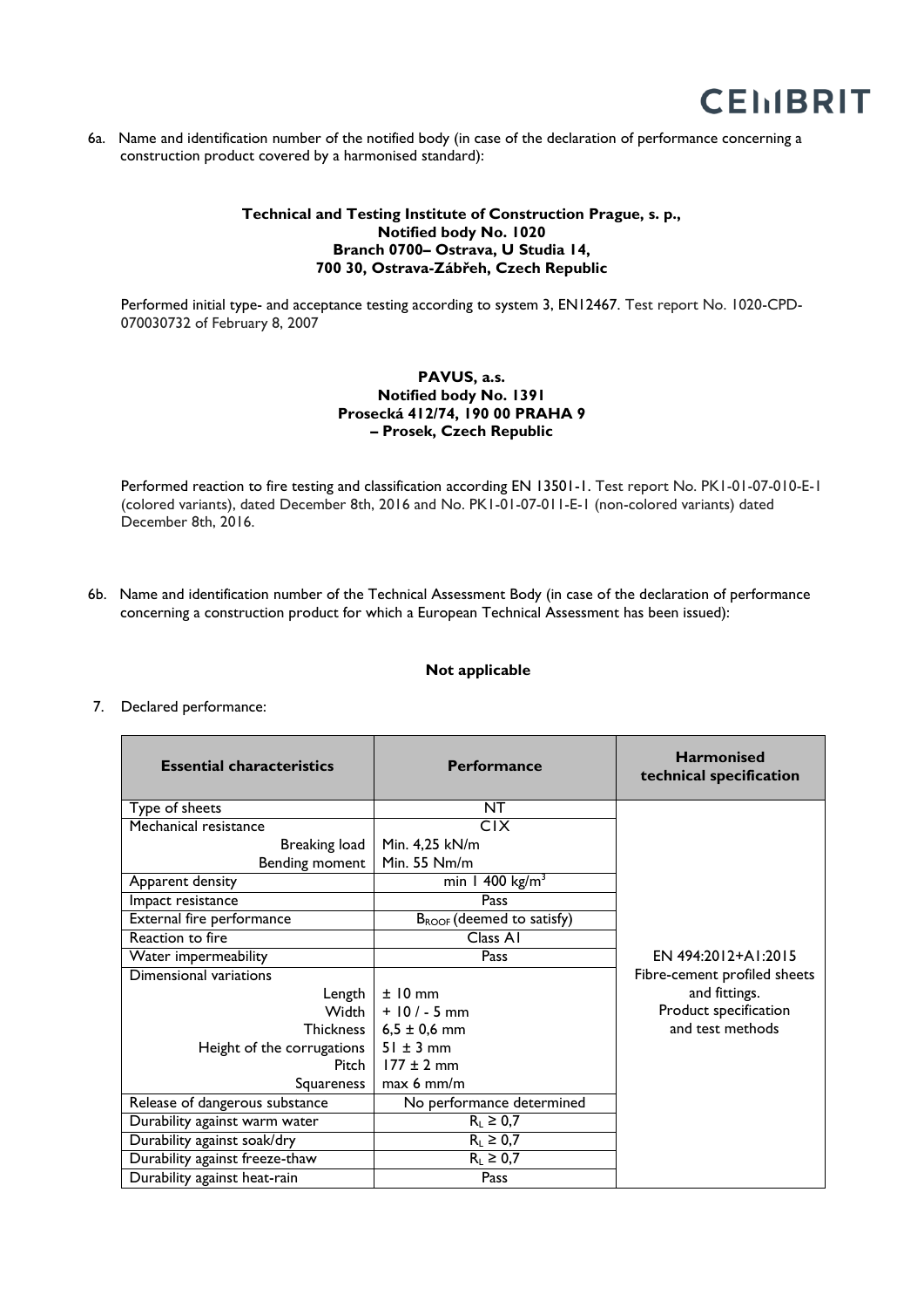6a. Name and identification number of the notified body (in case of the declaration of performance concerning a construction product covered by a harmonised standard):

**Technical and Testing Institute of Construction Prague, s. p.,**
**Notified body No. 1020**
**Branch 0700– Ostrava, U Studia 14,**
**700 30, Ostrava-Zábřeh, Czech Republic**

Performed initial type- and acceptance testing according to system 3, EN12467. Test report No. 1020-CPD-070030732 of February 8, 2007

**PAVUS, a.s.**
**Notified body No. 1391**
**Prosecká 412/74, 190 00 PRAHA 9**
**– Prosek, Czech Republic**

Performed reaction to fire testing and classification according EN 13501-1. Test report No. PK1-01-07-010-E-1 (colored variants), dated December 8th, 2016 and No. PK1-01-07-011-E-1 (non-colored variants) dated December 8th, 2016.

6b. Name and identification number of the Technical Assessment Body (in case of the declaration of performance concerning a construction product for which a European Technical Assessment has been issued):

**Not applicable**

7. Declared performance:

| Essential characteristics | Performance | Harmonised technical specification |
|---|---|---|
| Type of sheets | NT | EN 494:2012+A1:2015 Fibre-cement profiled sheets and fittings. Product specification and test methods |
| Mechanical resistance | C1X | |
| Breaking load | Min. 4,25 kN/m | |
| Bending moment | Min. 55 Nm/m | |
| Apparent density | min 1 400 kg/m³ | |
| Impact resistance | Pass | |
| External fire performance | $B_{ROOF}$ (deemed to satisfy) | |
| Reaction to fire | Class A1 | |
| Water impermeability | Pass | |
| Dimensional variations | | |
| Length | ± 10 mm | |
| Width | + 10 / - 5 mm | |
| Thickness | 6,5 ± 0,6 mm | |
| Height of the corrugations | 51 ± 3 mm | |
| Pitch | 177 ± 2 mm | |
| Squareness | max 6 mm/m | |
| Release of dangerous substance | No performance determined | |
| Durability against warm water | $R_L \geq 0{,}7$ | |
| Durability against soak/dry | $R_L \geq 0{,}7$ | |
| Durability against freeze-thaw | $R_L \geq 0{,}7$ | |
| Durability against heat-rain | Pass | |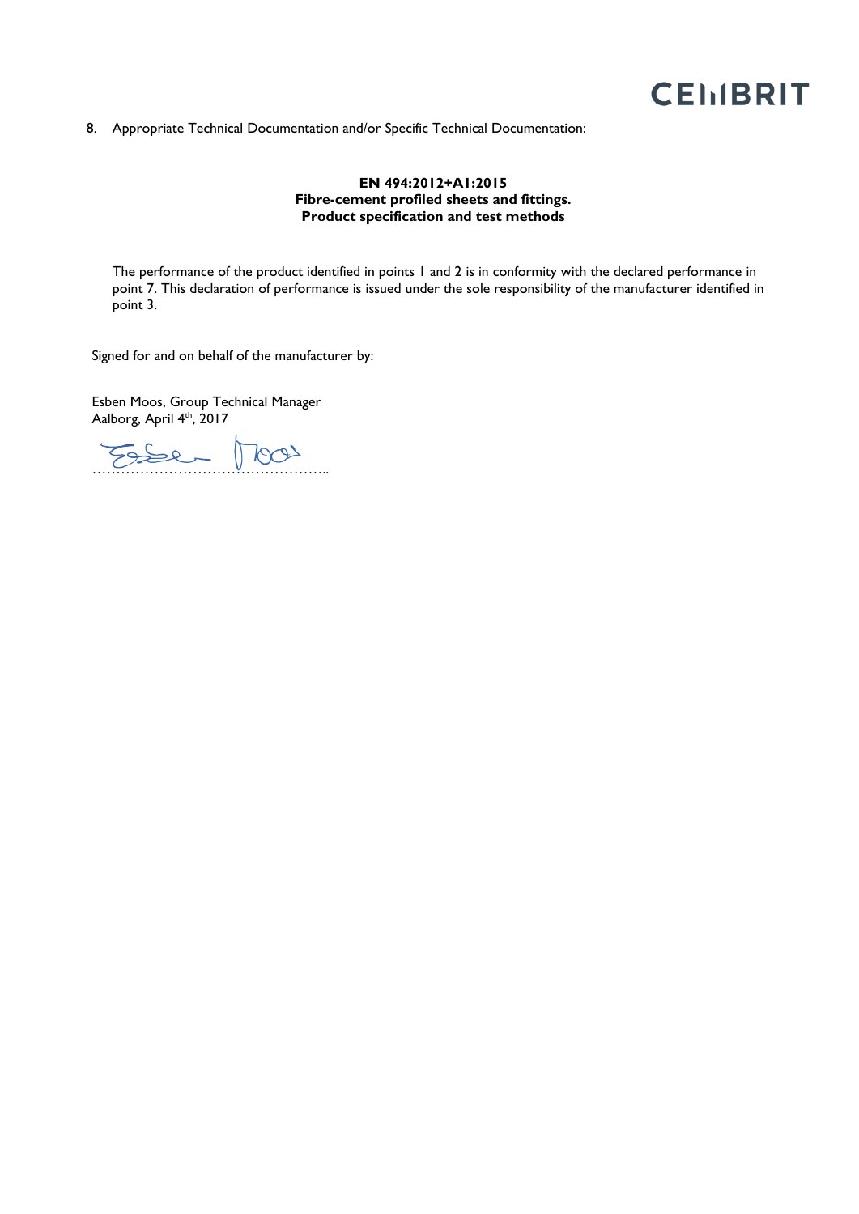8. Appropriate Technical Documentation and/or Specific Technical Documentation:

**EN 494:2012+A1:2015**
**Fibre-cement profiled sheets and fittings.**
**Product specification and test methods**

The performance of the product identified in points 1 and 2 is in conformity with the declared performance in point 7. This declaration of performance is issued under the sole responsibility of the manufacturer identified in point 3.

Signed for and on behalf of the manufacturer by:

Esben Moos, Group Technical Manager
Aalborg, April 4th, 2017

…………………………………………..